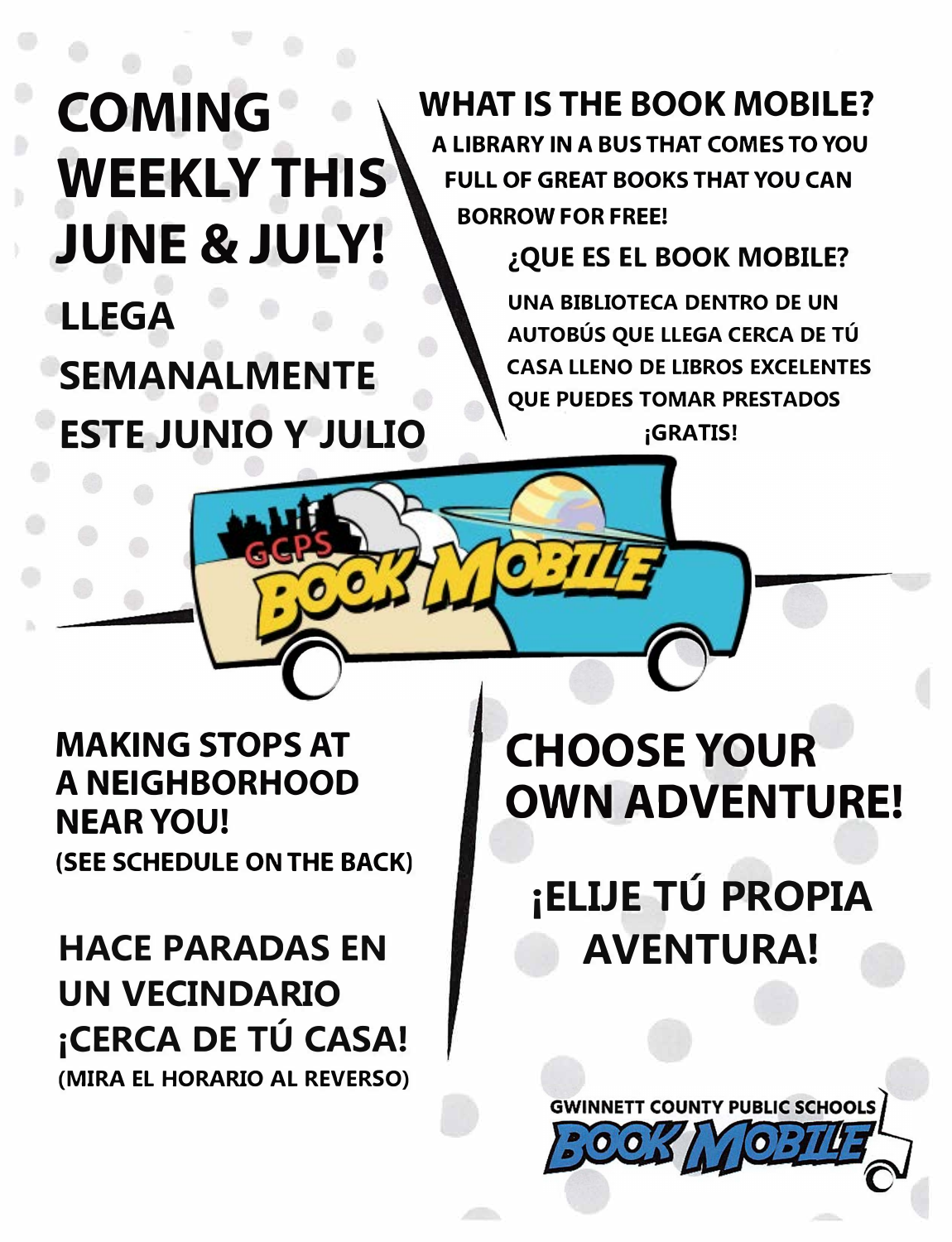# COMING WEEKLY THIS JUNE & JULY!

## LLEGA SEMANALMENTE ESTE JUNIO Y JULIO

## WHAT IS THE BOOK MOBILE?

A LIBRARY IN A BUS THAT COMES TO YOU FULL OF GREAT BOOKS THAT YOU CAN BORROW FOR FREE!

## ¿QUE ES EL BOOK MOBILE?

UNA BIBLIOTECA DENTRO DE UN AUTOBÚS QUE LLEGA CERCA DE TÚ CASA LLENO DE LIBROS EXCELENTES QUE PUEDES TOMAR PRESTADOS ¡GRATIS!

GCPS BOOK MOBILE

## MAKING STOPS AT A NEIGHBORHOOD NEAR YOU!

(SEE SCHEDULE ON THE BACK)

## HACE PARADAS EN UN VECINDARIO ¡CERCA DE TÚ CASA!

(MIRA EL HORARIO AL REVERSO)

## CHOOSE YOUR OWN ADVENTURE!

## ¡ELIJE TÚ PROPIA AVENTURA!

GWINNETT COUNTY PUBLIC SCHOOLS BOOK MOBILE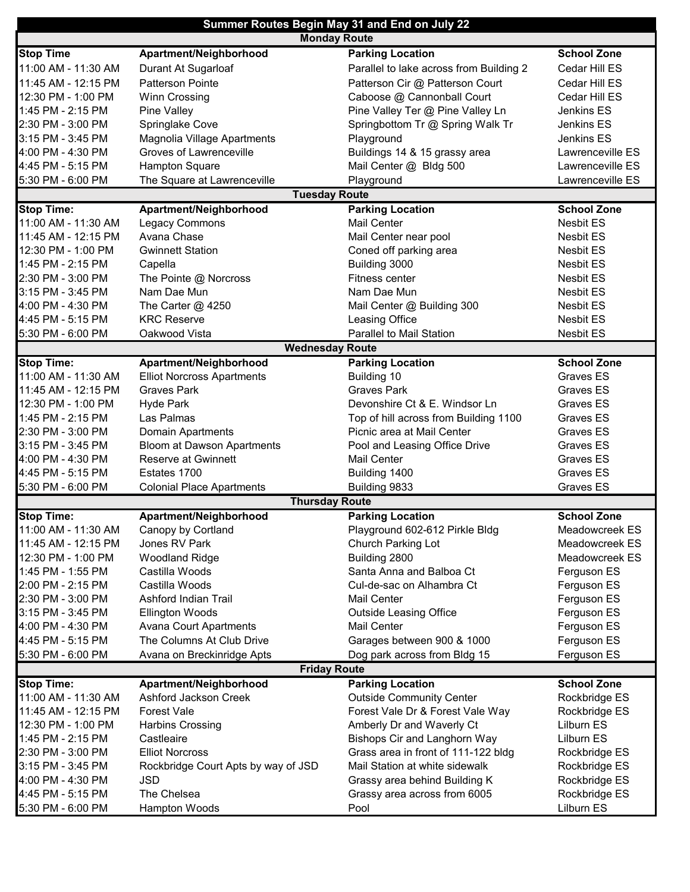## Summer Routes Begin May 31 and End on July 22

### Monday Route

| Stop Time | Apartment/Neighborhood | Parking Location | School Zone |
| --- | --- | --- | --- |
| 11:00 AM - 11:30 AM | Durant At Sugarloaf | Parallel to lake across from Building 2 | Cedar Hill ES |
| 11:45 AM - 12:15 PM | Patterson Pointe | Patterson Cir @ Patterson Court | Cedar Hill ES |
| 12:30 PM - 1:00 PM | Winn Crossing | Caboose @ Cannonball Court | Cedar Hill ES |
| 1:45 PM - 2:15 PM | Pine Valley | Pine Valley Ter @ Pine Valley Ln | Jenkins ES |
| 2:30 PM - 3:00 PM | Springlake Cove | Springbottom Tr @ Spring Walk Tr | Jenkins ES |
| 3:15 PM - 3:45 PM | Magnolia Village Apartments | Playground | Jenkins ES |
| 4:00 PM - 4:30 PM | Groves of Lawrenceville | Buildings 14 & 15 grassy area | Lawrenceville ES |
| 4:45 PM - 5:15 PM | Hampton Square | Mail Center @ Bldg 500 | Lawrenceville ES |
| 5:30 PM - 6:00 PM | The Square at Lawrenceville | Playground | Lawrenceville ES |

### Tuesday Route

| Stop Time: | Apartment/Neighborhood | Parking Location | School Zone |
| --- | --- | --- | --- |
| 11:00 AM - 11:30 AM | Legacy Commons | Mail Center | Nesbit ES |
| 11:45 AM - 12:15 PM | Avana Chase | Mail Center near pool | Nesbit ES |
| 12:30 PM - 1:00 PM | Gwinnett Station | Coned off parking area | Nesbit ES |
| 1:45 PM - 2:15 PM | Capella | Building 3000 | Nesbit ES |
| 2:30 PM - 3:00 PM | The Pointe @ Norcross | Fitness center | Nesbit ES |
| 3:15 PM - 3:45 PM | Nam Dae Mun | Nam Dae Mun | Nesbit ES |
| 4:00 PM - 4:30 PM | The Carter @ 4250 | Mail Center @ Building 300 | Nesbit ES |
| 4:45 PM - 5:15 PM | KRC Reserve | Leasing Office | Nesbit ES |
| 5:30 PM - 6:00 PM | Oakwood Vista | Parallel to Mail Station | Nesbit ES |

### Wednesday Route

| Stop Time: | Apartment/Neighborhood | Parking Location | School Zone |
| --- | --- | --- | --- |
| 11:00 AM - 11:30 AM | Elliot Norcross Apartments | Building 10 | Graves ES |
| 11:45 AM - 12:15 PM | Graves Park | Graves Park | Graves ES |
| 12:30 PM - 1:00 PM | Hyde Park | Devonshire Ct & E. Windsor Ln | Graves ES |
| 1:45 PM - 2:15 PM | Las Palmas | Top of hill across from Building 1100 | Graves ES |
| 2:30 PM - 3:00 PM | Domain Apartments | Picnic area at Mail Center | Graves ES |
| 3:15 PM - 3:45 PM | Bloom at Dawson Apartments | Pool and Leasing Office Drive | Graves ES |
| 4:00 PM - 4:30 PM | Reserve at Gwinnett | Mail Center | Graves ES |
| 4:45 PM - 5:15 PM | Estates 1700 | Building 1400 | Graves ES |
| 5:30 PM - 6:00 PM | Colonial Place Apartments | Building 9833 | Graves ES |

### Thursday Route

| Stop Time: | Apartment/Neighborhood | Parking Location | School Zone |
| --- | --- | --- | --- |
| 11:00 AM - 11:30 AM | Canopy by Cortland | Playground 602-612 Pirkle Bldg | Meadowcreek ES |
| 11:45 AM - 12:15 PM | Jones RV Park | Church Parking Lot | Meadowcreek ES |
| 12:30 PM - 1:00 PM | Woodland Ridge | Building 2800 | Meadowcreek ES |
| 1:45 PM - 1:55 PM | Castilla Woods | Santa Anna and Balboa Ct | Ferguson ES |
| 2:00 PM - 2:15 PM | Castilla Woods | Cul-de-sac on Alhambra Ct | Ferguson ES |
| 2:30 PM - 3:00 PM | Ashford Indian Trail | Mail Center | Ferguson ES |
| 3:15 PM - 3:45 PM | Ellington Woods | Outside Leasing Office | Ferguson ES |
| 4:00 PM - 4:30 PM | Avana Court Apartments | Mail Center | Ferguson ES |
| 4:45 PM - 5:15 PM | The Columns At Club Drive | Garages between 900 & 1000 | Ferguson ES |
| 5:30 PM - 6:00 PM | Avana on Breckinridge Apts | Dog park across from Bldg 15 | Ferguson ES |

### Friday Route

| Stop Time: | Apartment/Neighborhood | Parking Location | School Zone |
| --- | --- | --- | --- |
| 11:00 AM - 11:30 AM | Ashford Jackson Creek | Outside Community Center | Rockbridge ES |
| 11:45 AM - 12:15 PM | Forest Vale | Forest Vale Dr & Forest Vale Way | Rockbridge ES |
| 12:30 PM - 1:00 PM | Harbins Crossing | Amberly Dr and Waverly Ct | Lilburn ES |
| 1:45 PM - 2:15 PM | Castleaire | Bishops Cir and Langhorn Way | Lilburn ES |
| 2:30 PM - 3:00 PM | Elliot Norcross | Grass area in front of 111-122 bldg | Rockbridge ES |
| 3:15 PM - 3:45 PM | Rockbridge Court Apts by way of JSD | Mail Station at white sidewalk | Rockbridge ES |
| 4:00 PM - 4:30 PM | JSD | Grassy area behind Building K | Rockbridge ES |
| 4:45 PM - 5:15 PM | The Chelsea | Grassy area across from 6005 | Rockbridge ES |
| 5:30 PM - 6:00 PM | Hampton Woods | Pool | Lilburn ES |